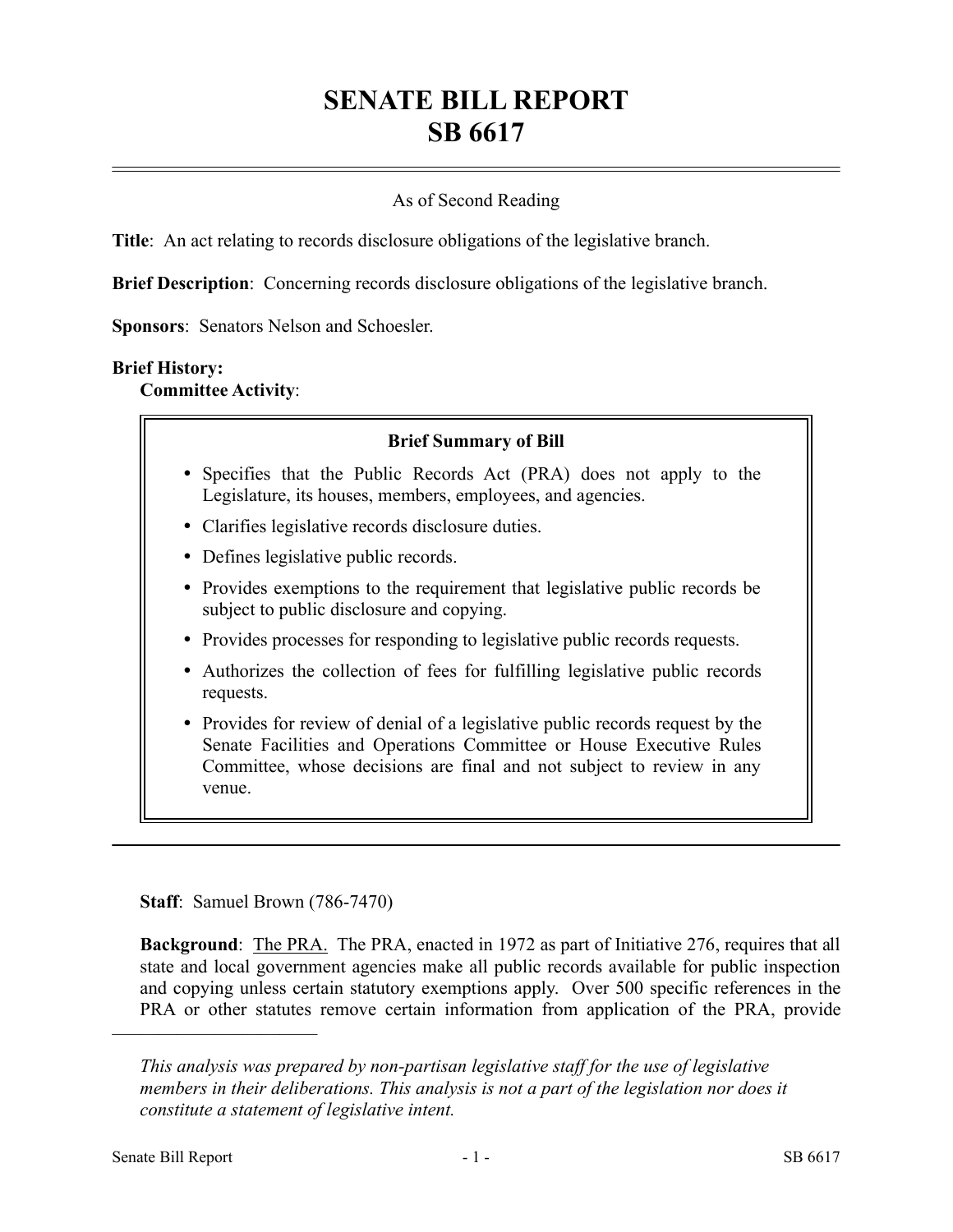# SENATE BILL REPORT
# SB 6617

As of Second Reading

**Title**: An act relating to records disclosure obligations of the legislative branch.

**Brief Description**: Concerning records disclosure obligations of the legislative branch.

**Sponsors**: Senators Nelson and Schoesler.

**Brief History:**
**Committee Activity**:

**Brief Summary of Bill**

- Specifies that the Public Records Act (PRA) does not apply to the Legislature, its houses, members, employees, and agencies.
- Clarifies legislative records disclosure duties.
- Defines legislative public records.
- Provides exemptions to the requirement that legislative public records be subject to public disclosure and copying.
- Provides processes for responding to legislative public records requests.
- Authorizes the collection of fees for fulfilling legislative public records requests.
- Provides for review of denial of a legislative public records request by the Senate Facilities and Operations Committee or House Executive Rules Committee, whose decisions are final and not subject to review in any venue.

---

**Staff**: Samuel Brown (786-7470)

**Background**: The PRA. The PRA, enacted in 1972 as part of Initiative 276, requires that all state and local government agencies make all public records available for public inspection and copying unless certain statutory exemptions apply. Over 500 specific references in the PRA or other statutes remove certain information from application of the PRA, provide

---

*This analysis was prepared by non-partisan legislative staff for the use of legislative members in their deliberations. This analysis is not a part of the legislation nor does it constitute a statement of legislative intent.*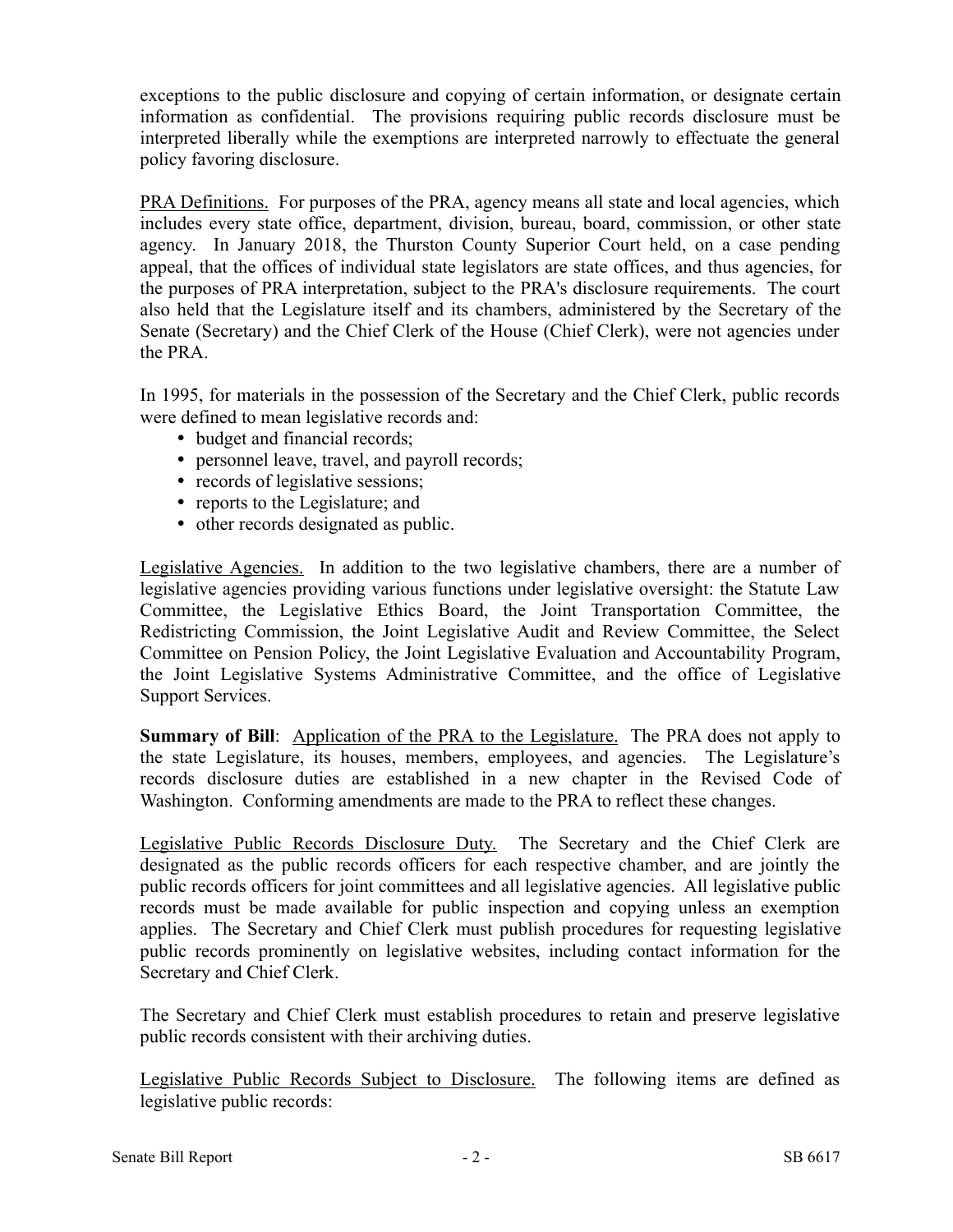exceptions to the public disclosure and copying of certain information, or designate certain information as confidential. The provisions requiring public records disclosure must be interpreted liberally while the exemptions are interpreted narrowly to effectuate the general policy favoring disclosure.

<u>PRA Definitions.</u> For purposes of the PRA, agency means all state and local agencies, which includes every state office, department, division, bureau, board, commission, or other state agency. In January 2018, the Thurston County Superior Court held, on a case pending appeal, that the offices of individual state legislators are state offices, and thus agencies, for the purposes of PRA interpretation, subject to the PRA's disclosure requirements. The court also held that the Legislature itself and its chambers, administered by the Secretary of the Senate (Secretary) and the Chief Clerk of the House (Chief Clerk), were not agencies under the PRA.

In 1995, for materials in the possession of the Secretary and the Chief Clerk, public records were defined to mean legislative records and:

- budget and financial records;
- personnel leave, travel, and payroll records;
- records of legislative sessions;
- reports to the Legislature; and
- other records designated as public.

<u>Legislative Agencies.</u> In addition to the two legislative chambers, there are a number of legislative agencies providing various functions under legislative oversight: the Statute Law Committee, the Legislative Ethics Board, the Joint Transportation Committee, the Redistricting Commission, the Joint Legislative Audit and Review Committee, the Select Committee on Pension Policy, the Joint Legislative Evaluation and Accountability Program, the Joint Legislative Systems Administrative Committee, and the office of Legislative Support Services.

**Summary of Bill**: <u>Application of the PRA to the Legislature.</u> The PRA does not apply to the state Legislature, its houses, members, employees, and agencies. The Legislature's records disclosure duties are established in a new chapter in the Revised Code of Washington. Conforming amendments are made to the PRA to reflect these changes.

<u>Legislative Public Records Disclosure Duty.</u> The Secretary and the Chief Clerk are designated as the public records officers for each respective chamber, and are jointly the public records officers for joint committees and all legislative agencies. All legislative public records must be made available for public inspection and copying unless an exemption applies. The Secretary and Chief Clerk must publish procedures for requesting legislative public records prominently on legislative websites, including contact information for the Secretary and Chief Clerk.

The Secretary and Chief Clerk must establish procedures to retain and preserve legislative public records consistent with their archiving duties.

<u>Legislative Public Records Subject to Disclosure.</u> The following items are defined as legislative public records: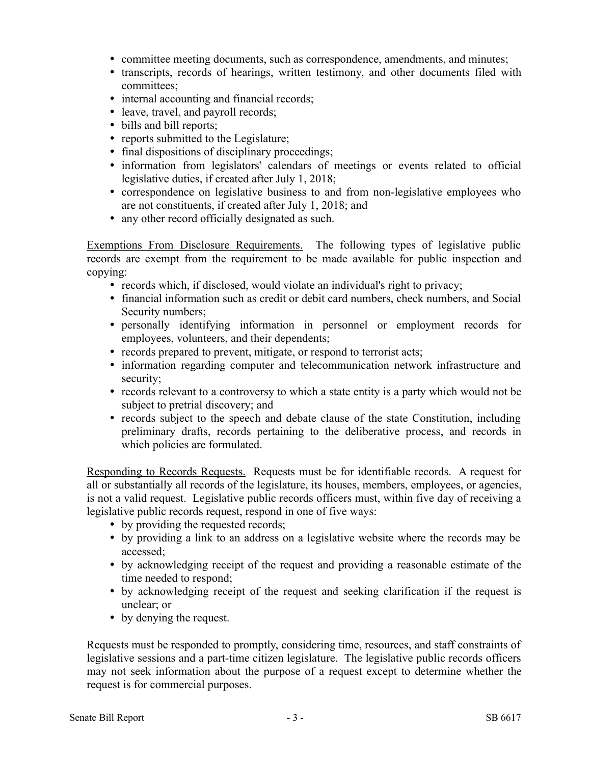- committee meeting documents, such as correspondence, amendments, and minutes;
- transcripts, records of hearings, written testimony, and other documents filed with committees;
- internal accounting and financial records;
- leave, travel, and payroll records;
- bills and bill reports;
- reports submitted to the Legislature;
- final dispositions of disciplinary proceedings;
- information from legislators' calendars of meetings or events related to official legislative duties, if created after July 1, 2018;
- correspondence on legislative business to and from non-legislative employees who are not constituents, if created after July 1, 2018; and
- any other record officially designated as such.

<u>Exemptions From Disclosure Requirements.</u> The following types of legislative public records are exempt from the requirement to be made available for public inspection and copying:

- records which, if disclosed, would violate an individual's right to privacy;
- financial information such as credit or debit card numbers, check numbers, and Social Security numbers;
- personally identifying information in personnel or employment records for employees, volunteers, and their dependents;
- records prepared to prevent, mitigate, or respond to terrorist acts;
- information regarding computer and telecommunication network infrastructure and security;
- records relevant to a controversy to which a state entity is a party which would not be subject to pretrial discovery; and
- records subject to the speech and debate clause of the state Constitution, including preliminary drafts, records pertaining to the deliberative process, and records in which policies are formulated.

<u>Responding to Records Requests.</u> Requests must be for identifiable records. A request for all or substantially all records of the legislature, its houses, members, employees, or agencies, is not a valid request. Legislative public records officers must, within five day of receiving a legislative public records request, respond in one of five ways:

- by providing the requested records;
- by providing a link to an address on a legislative website where the records may be accessed;
- by acknowledging receipt of the request and providing a reasonable estimate of the time needed to respond;
- by acknowledging receipt of the request and seeking clarification if the request is unclear; or
- by denying the request.

Requests must be responded to promptly, considering time, resources, and staff constraints of legislative sessions and a part-time citizen legislature. The legislative public records officers may not seek information about the purpose of a request except to determine whether the request is for commercial purposes.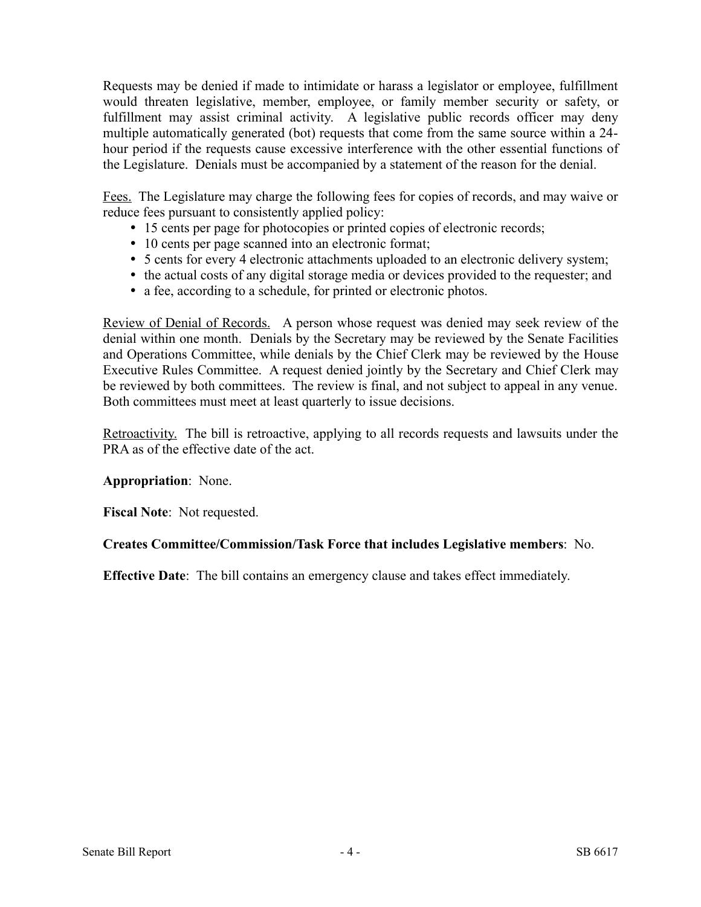Requests may be denied if made to intimidate or harass a legislator or employee, fulfillment would threaten legislative, member, employee, or family member security or safety, or fulfillment may assist criminal activity. A legislative public records officer may deny multiple automatically generated (bot) requests that come from the same source within a 24-hour period if the requests cause excessive interference with the other essential functions of the Legislature. Denials must be accompanied by a statement of the reason for the denial.

<u>Fees.</u> The Legislature may charge the following fees for copies of records, and may waive or reduce fees pursuant to consistently applied policy:

- 15 cents per page for photocopies or printed copies of electronic records;
- 10 cents per page scanned into an electronic format;
- 5 cents for every 4 electronic attachments uploaded to an electronic delivery system;
- the actual costs of any digital storage media or devices provided to the requester; and
- a fee, according to a schedule, for printed or electronic photos.

<u>Review of Denial of Records.</u> A person whose request was denied may seek review of the denial within one month. Denials by the Secretary may be reviewed by the Senate Facilities and Operations Committee, while denials by the Chief Clerk may be reviewed by the House Executive Rules Committee. A request denied jointly by the Secretary and Chief Clerk may be reviewed by both committees. The review is final, and not subject to appeal in any venue. Both committees must meet at least quarterly to issue decisions.

<u>Retroactivity.</u> The bill is retroactive, applying to all records requests and lawsuits under the PRA as of the effective date of the act.

**Appropriation**: None.

**Fiscal Note**: Not requested.

**Creates Committee/Commission/Task Force that includes Legislative members**: No.

**Effective Date**: The bill contains an emergency clause and takes effect immediately.